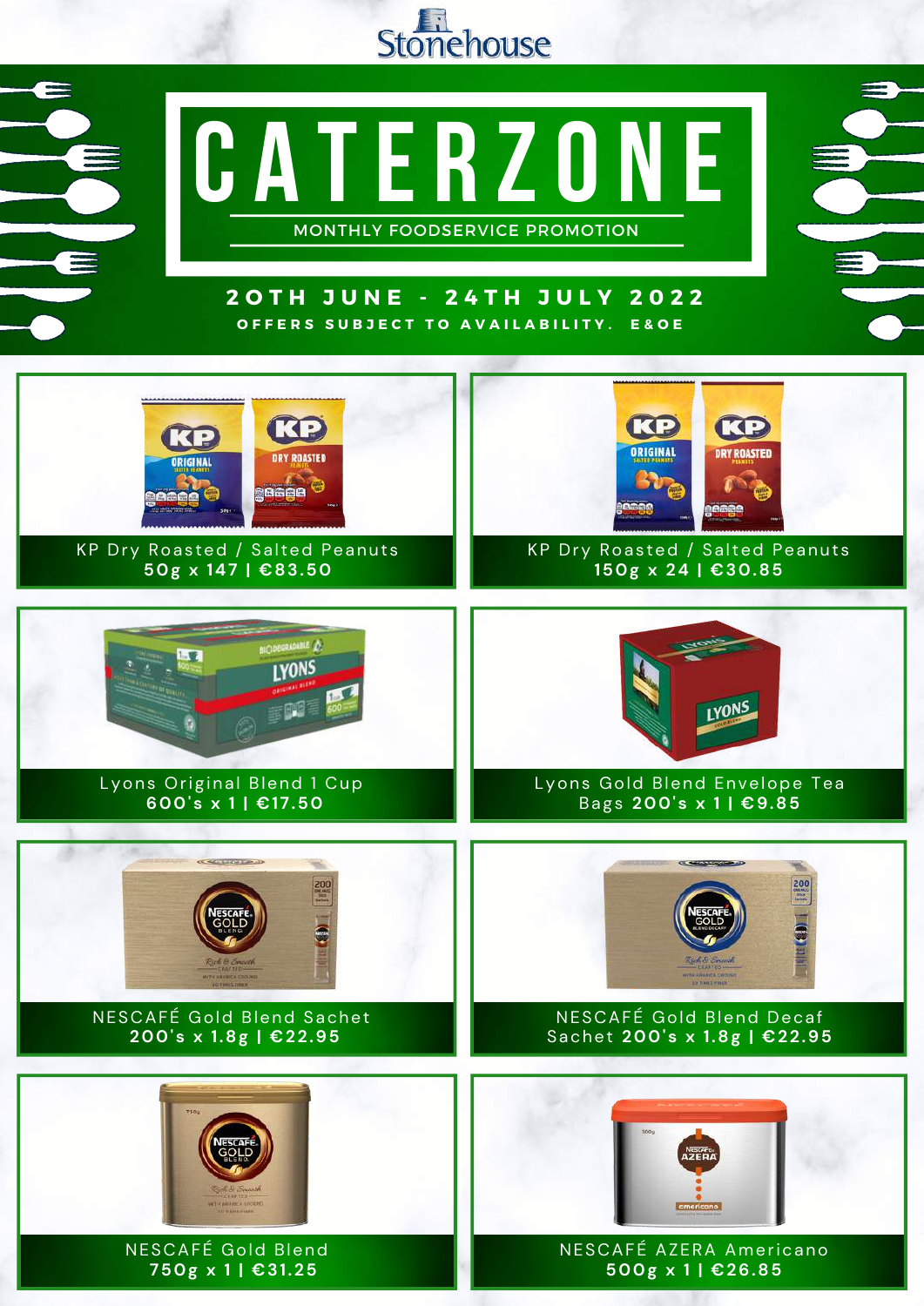Stonehouse

# CATERZONE

MONTHLY FOODSERVICE PROMOTION

## 20TH JUNE - 24TH JULY 2022

OFFERS SUBJECT TO AVAILABILITY. E&OE

KP Dry Roasted / Salted Peanuts
**50g x 147 | €83.50**

KP Dry Roasted / Salted Peanuts
**150g x 24 | €30.85**

Lyons Original Blend 1 Cup
**600's x 1 | €17.50**

Lyons Gold Blend Envelope Tea Bags **200's x 1 | €9.85**

NESCAFÉ Gold Blend Sachet
**200's x 1.8g | €22.95**

NESCAFÉ Gold Blend Decaf Sachet **200's x 1.8g | €22.95**

NESCAFÉ Gold Blend
**750g x 1 | €31.25**

NESCAFÉ AZERA Americano
**500g x 1 | €26.85**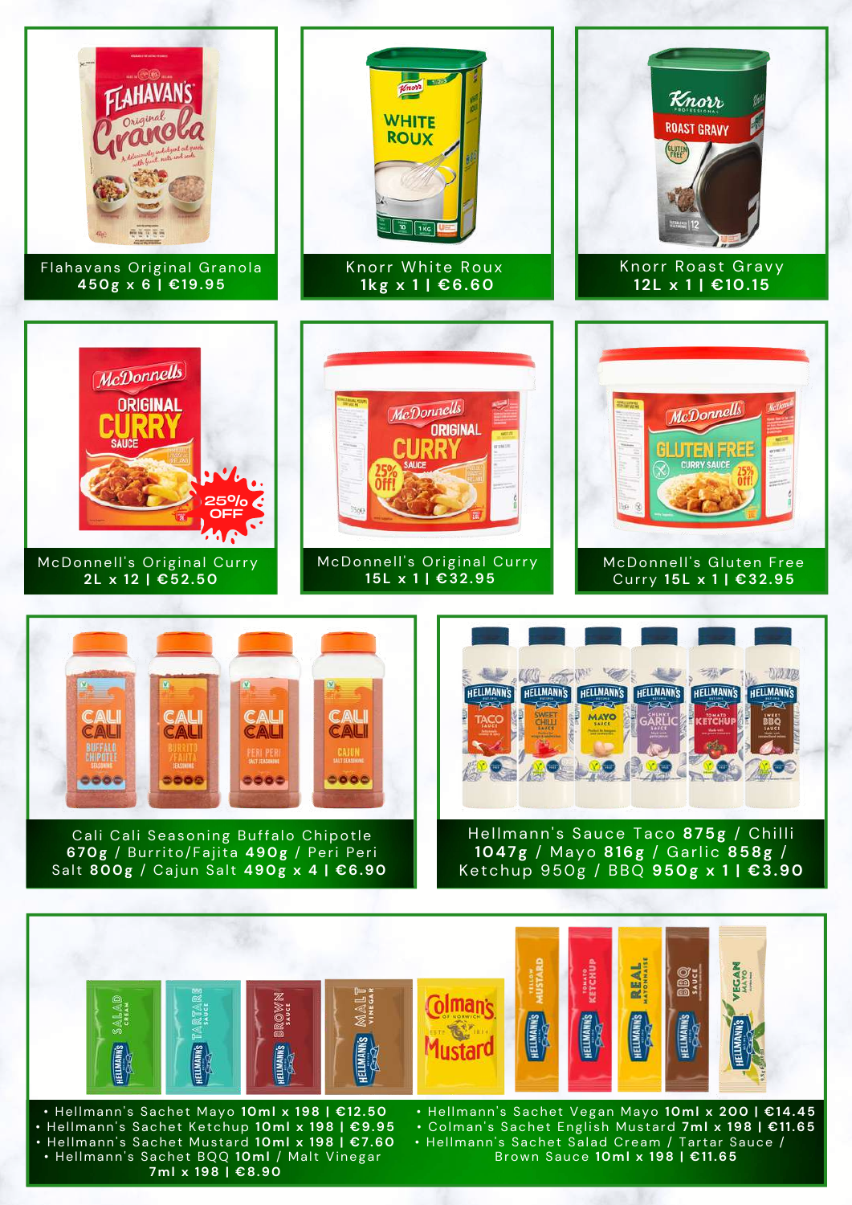Flahavans Original Granola
**450g x 6 | €19.95**

Knorr White Roux
**1kg x 1 | €6.60**

Knorr Roast Gravy
**12L x 1 | €10.15**

25% OFF

McDonnell's Original Curry
**2L x 12 | €52.50**

McDonnell's Original Curry
**15L x 1 | €32.95**

McDonnell's Gluten Free Curry **15L x 1 | €32.95**

Cali Cali Seasoning Buffalo Chipotle **670g** / Burrito/Fajita **490g** / Peri Peri Salt **800g** / Cajun Salt **490g x 4 | €6.90**

Hellmann's Sauce Taco **875g** / Chilli **1047g** / Mayo **816g** / Garlic **858g** / Ketchup **950g** / BBQ **950g x 1 | €3.90**

- Hellmann's Sachet Mayo **10ml x 198 | €12.50**
- Hellmann's Sachet Ketchup **10ml x 198 | €9.95**
- Hellmann's Sachet Mustard **10ml x 198 | €7.60**
- Hellmann's Sachet BQQ **10ml** / Malt Vinegar **7ml x 198 | €8.90**
- Hellmann's Sachet Vegan Mayo **10ml x 200 | €14.45**
- Colman's Sachet English Mustard **7ml x 198 | €11.65**
- Hellmann's Sachet Salad Cream / Tartar Sauce / Brown Sauce **10ml x 198 | €11.65**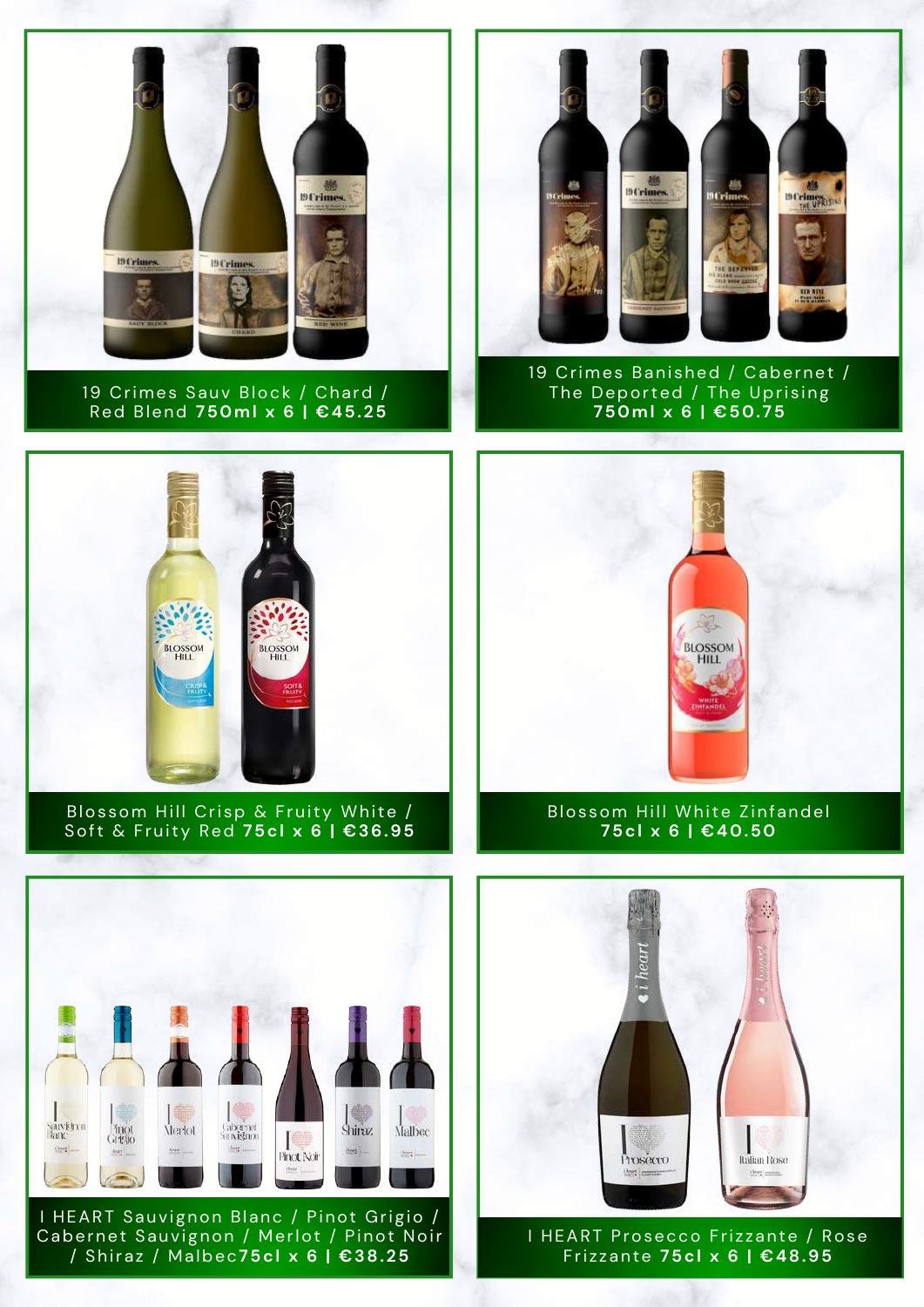19 Crimes Sauv Block / Chard / Red Blend **750ml x 6 | €45.25**

19 Crimes Banished / Cabernet / The Deported / The Uprising **750ml x 6 | €50.75**

Blossom Hill Crisp & Fruity White / Soft & Fruity Red **75cl x 6 | €36.95**

Blossom Hill White Zinfandel **75cl x 6 | €40.50**

I HEART Sauvignon Blanc / Pinot Grigio / Cabernet Sauvignon / Merlot / Pinot Noir / Shiraz / Malbec**75cl x 6 | €38.25**

I HEART Prosecco Frizzante / Rose Frizzante **75cl x 6 | €48.95**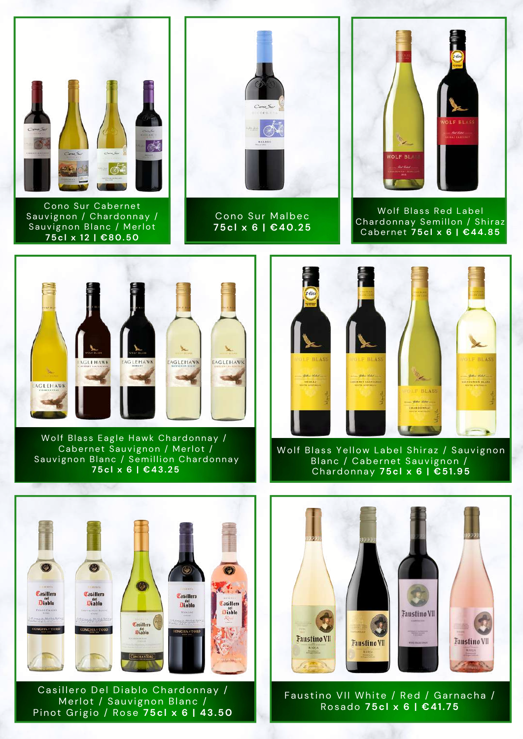Cono Sur Cabernet Sauvignon / Chardonnay / Sauvignon Blanc / Merlot **75cl x 12 | €80.50**

Cono Sur Malbec **75cl x 6 | €40.25**

Wolf Blass Red Label Chardonnay Semillon / Shiraz Cabernet **75cl x 6 | €44.85**

Wolf Blass Eagle Hawk Chardonnay / Cabernet Sauvignon / Merlot / Sauvignon Blanc / Semillion Chardonnay **75cl x 6 | €43.25**

Wolf Blass Yellow Label Shiraz / Sauvignon Blanc / Cabernet Sauvignon / Chardonnay **75cl x 6 | €51.95**

Casillero Del Diablo Chardonnay / Merlot / Sauvignon Blanc / Pinot Grigio / Rose **75cl x 6 | 43.50**

Faustino VII White / Red / Garnacha / Rosado **75cl x 6 | €41.75**